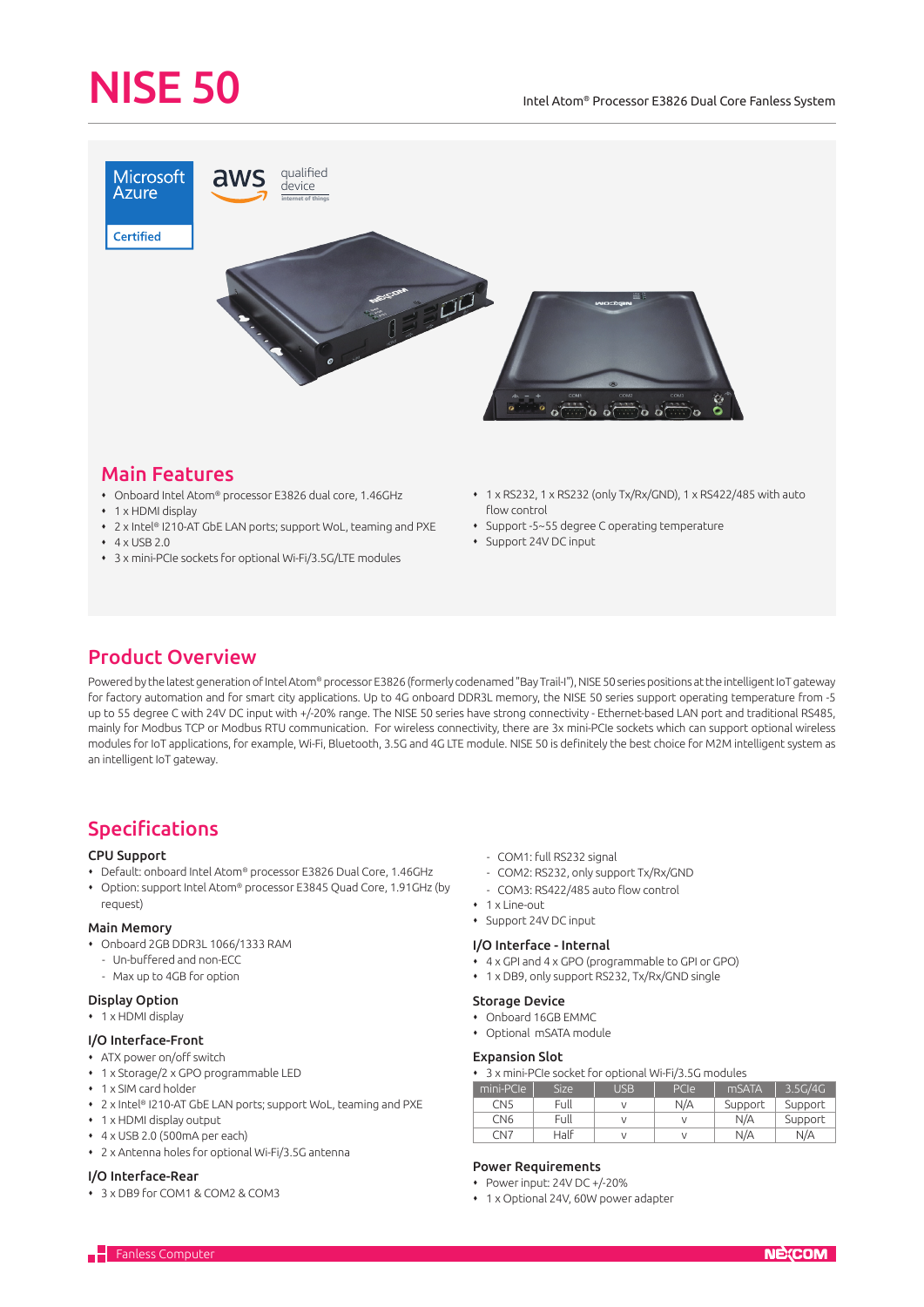# NISE 50

Intel Atom® Processor E3826 Dual Core Fanless System

## Main Features

- Onboard Intel Atom® processor E3826 dual core, 1.46GHz
- 1 x HDMI display
- 2 x Intel® I210-AT GbE LAN ports; support WoL, teaming and PXE
- 4 x USB 2.0
- 3 x mini-PCIe sockets for optional Wi-Fi/3.5G/LTE modules
- 1 x RS232, 1 x RS232 (only Tx/Rx/GND), 1 x RS422/485 with auto flow control
- Support -5~55 degree C operating temperature
- Support 24V DC input

## Product Overview

Powered by the latest generation of Intel Atom® processor E3826 (formerly codenamed "Bay Trail-I"), NISE 50 series positions at the intelligent IoT gateway for factory automation and for smart city applications. Up to 4G onboard DDR3L memory, the NISE 50 series support operating temperature from -5 up to 55 degree C with 24V DC input with +/-20% range. The NISE 50 series have strong connectivity - Ethernet-based LAN port and traditional RS485, mainly for Modbus TCP or Modbus RTU communication. For wireless connectivity, there are 3x mini-PCIe sockets which can support optional wireless modules for IoT applications, for example, Wi-Fi, Bluetooth, 3.5G and 4G LTE module. NISE 50 is definitely the best choice for M2M intelligent system as an intelligent IoT gateway.

## Specifications

### CPU Support

- Default: onboard Intel Atom® processor E3826 Dual Core, 1.46GHz
- Option: support Intel Atom® processor E3845 Quad Core, 1.91GHz (by request)

### Main Memory

- Onboard 2GB DDR3L 1066/1333 RAM
  - Un-buffered and non-ECC
  - Max up to 4GB for option

### Display Option

- 1 x HDMI display

### I/O Interface-Front

- ATX power on/off switch
- 1 x Storage/2 x GPO programmable LED
- 1 x SIM card holder
- 2 x Intel® I210-AT GbE LAN ports; support WoL, teaming and PXE
- 1 x HDMI display output
- 4 x USB 2.0 (500mA per each)
- 2 x Antenna holes for optional Wi-Fi/3.5G antenna

### I/O Interface-Rear

- 3 x DB9 for COM1 & COM2 & COM3
  - COM1: full RS232 signal
  - COM2: RS232, only support Tx/Rx/GND
  - COM3: RS422/485 auto flow control
- 1 x Line-out
- Support 24V DC input

### I/O Interface - Internal

- 4 x GPI and 4 x GPO (programmable to GPI or GPO)
- 1 x DB9, only support RS232, Tx/Rx/GND single

### Storage Device

- Onboard 16GB EMMC
- Optional mSATA module

### Expansion Slot

- 3 x mini-PCIe socket for optional Wi-Fi/3.5G modules

| mini-PCIe | Size | USB | PCIe | mSATA | 3.5G/4G |
|---|---|---|---|---|---|
| CN5 | Full | v | N/A | Support | Support |
| CN6 | Full | v | v | N/A | Support |
| CN7 | Half | v | v | N/A | N/A |

### Power Requirements

- Power input: 24V DC +/-20%
- 1 x Optional 24V, 60W power adapter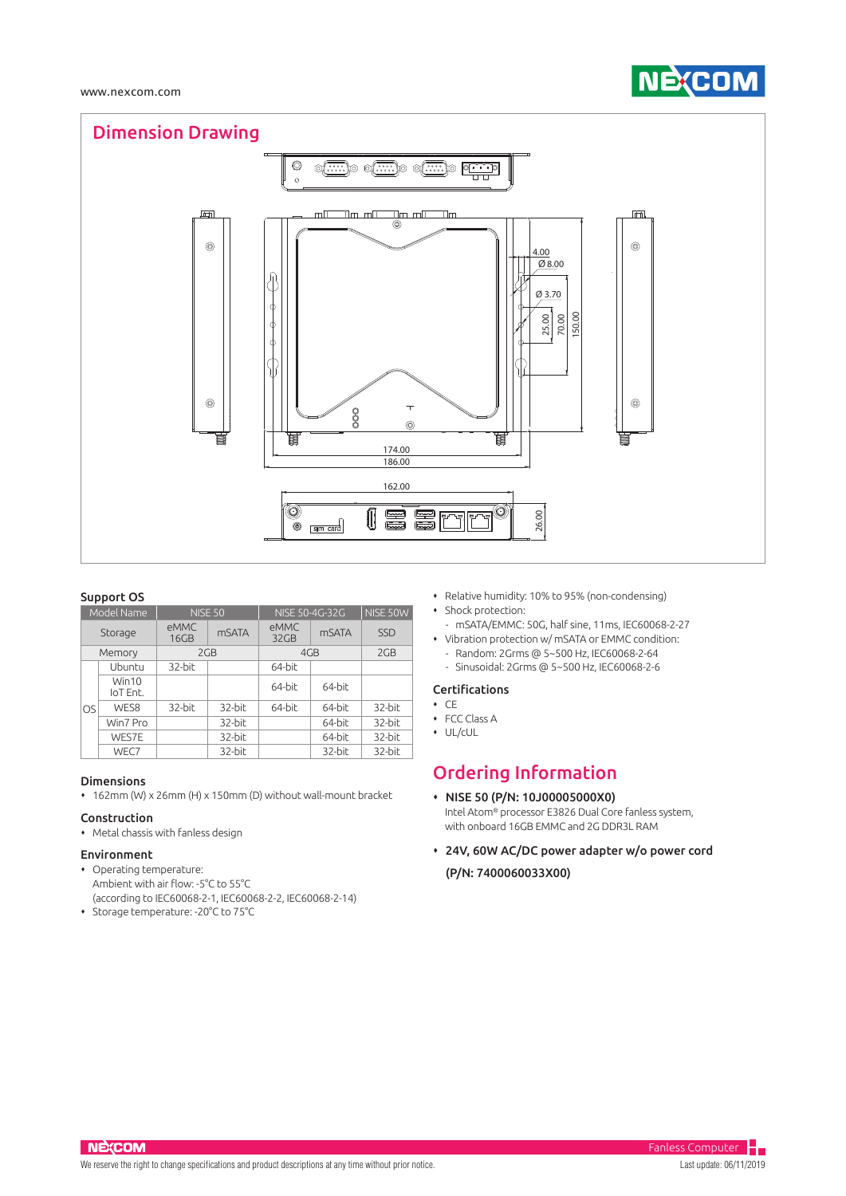## Dimension Drawing

4.00
Ø 8.00
Ø 3.70
25.00
70.00
150.00
174.00
186.00
162.00
26.00
sim card

### Support OS

| Model Name | | NISE 50 | | NISE 50-4G-32G | | NISE 50W |
|---|---|---|---|---|---|---|
| Storage | | eMMC 16GB | mSATA | eMMC 32GB | mSATA | SSD |
| Memory | | 2GB | | 4GB | | 2GB |
| OS | Ubuntu | 32-bit | | 64-bit | | |
| | Win10 IoT Ent. | | | 64-bit | 64-bit | |
| | WES8 | 32-bit | 32-bit | 64-bit | 64-bit | 32-bit |
| | Win7 Pro | | 32-bit | | 64-bit | 32-bit |
| | WES7E | | 32-bit | | 64-bit | 32-bit |
| | WEC7 | | 32-bit | | 32-bit | 32-bit |

### Dimensions
- 162mm (W) x 26mm (H) x 150mm (D) without wall-mount bracket

### Construction
- Metal chassis with fanless design

### Environment
- Operating temperature:
  Ambient with air flow: -5°C to 55°C
  (according to IEC60068-2-1, IEC60068-2-2, IEC60068-2-14)
- Storage temperature: -20°C to 75°C
- Relative humidity: 10% to 95% (non-condensing)
- Shock protection:
  - mSATA/EMMC: 50G, half sine, 11ms, IEC60068-2-27
- Vibration protection w/ mSATA or EMMC condition:
  - Random: 2Grms @ 5~500 Hz, IEC60068-2-64
  - Sinusoidal: 2Grms @ 5~500 Hz, IEC60068-2-6

### Certifications
- CE
- FCC Class A
- UL/cUL

## Ordering Information

- **NISE 50 (P/N: 10J00005000X0)**
  Intel Atom® processor E3826 Dual Core fanless system, with onboard 16GB EMMC and 2G DDR3L RAM
- **24V, 60W AC/DC power adapter w/o power cord (P/N: 7400060033X00)**